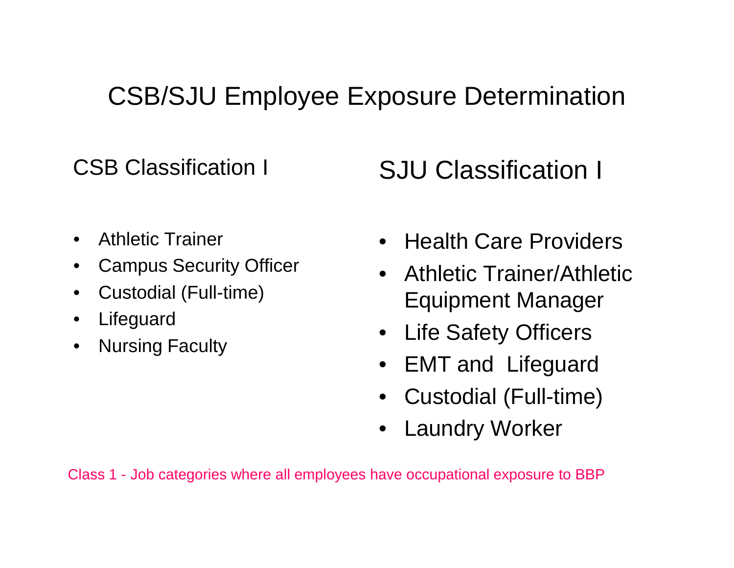# CSB/SJU Employee Exposure Determination

## CSB Classification I

- Athletic Trainer
- Campus Security Officer
- Custodial (Full-time)
- Lifeguard
- Nursing Faculty

## SJU Classification I

- Health Care Providers
- Athletic Trainer/Athletic Equipment Manager
- Life Safety Officers
- EMT and Lifeguard
- Custodial (Full-time)
- Laundry Worker

Class 1 - Job categories where all employees have occupational exposure to BBP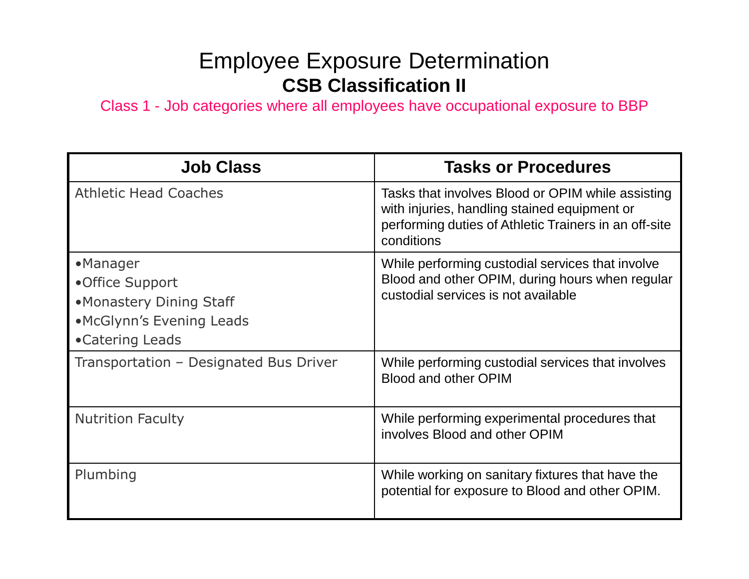# Employee Exposure Determination

## CSB Classification II

Class 1 - Job categories where all employees have occupational exposure to BBP

| Job Class | Tasks or Procedures |
|---|---|
| Athletic Head Coaches | Tasks that involves Blood or OPIM while assisting with injuries, handling stained equipment or performing duties of Athletic Trainers in an off-site conditions |
| •Manager<br>•Office Support<br>•Monastery Dining Staff<br>•McGlynn's Evening Leads<br>•Catering Leads | While performing custodial services that involve Blood and other OPIM, during hours when regular custodial services is not available |
| Transportation – Designated Bus Driver | While performing custodial services that involves Blood and other OPIM |
| Nutrition Faculty | While performing experimental procedures that involves Blood and other OPIM |
| Plumbing | While working on sanitary fixtures that have the potential for exposure to Blood and other OPIM. |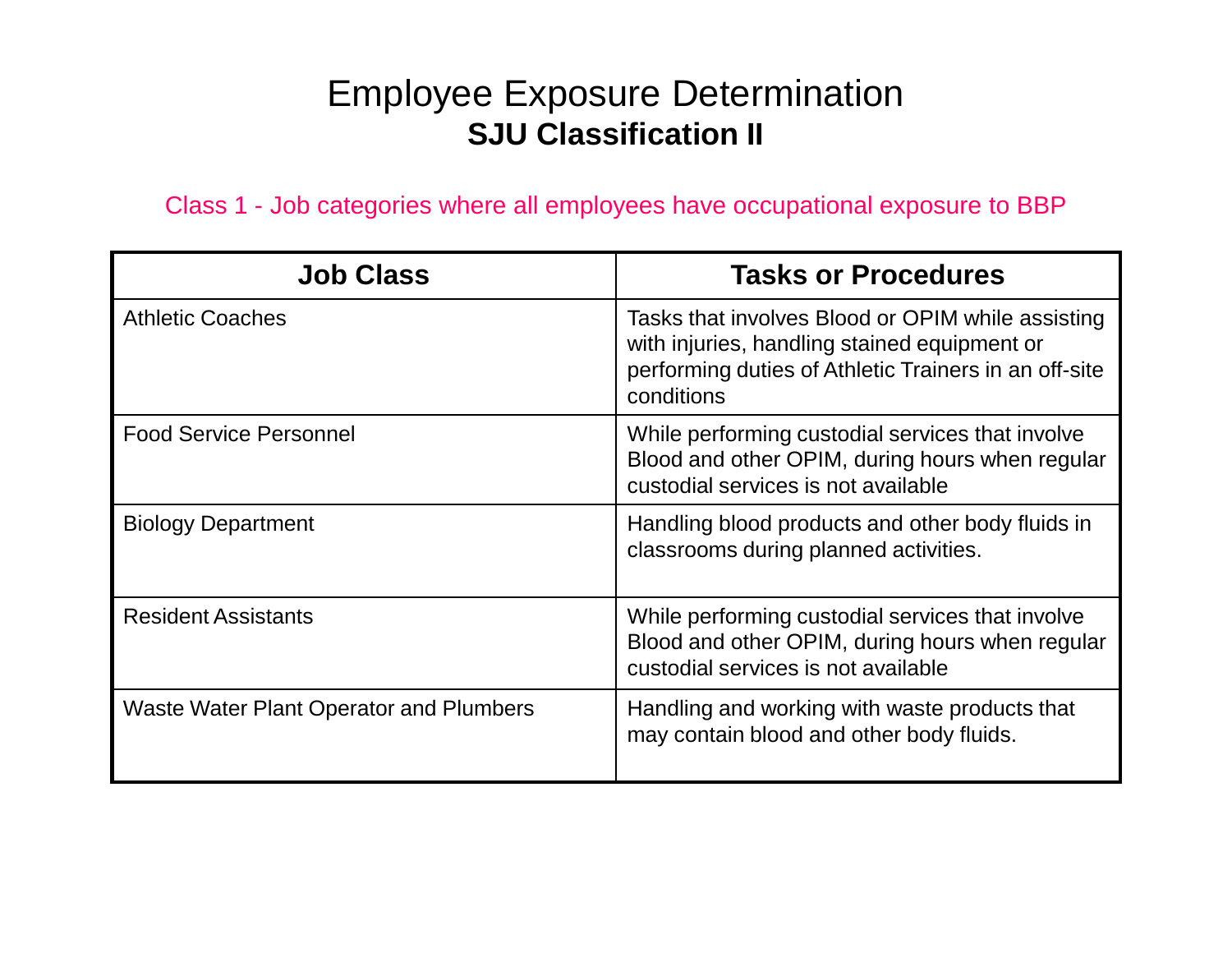# Employee Exposure Determination

## SJU Classification II

Class 1 - Job categories where all employees have occupational exposure to BBP

| Job Class | Tasks or Procedures |
|---|---|
| Athletic Coaches | Tasks that involves Blood or OPIM while assisting with injuries, handling stained equipment or performing duties of Athletic Trainers in an off-site conditions |
| Food Service Personnel | While performing custodial services that involve Blood and other OPIM, during hours when regular custodial services is not available |
| Biology Department | Handling blood products and other body fluids in classrooms during planned activities. |
| Resident Assistants | While performing custodial services that involve Blood and other OPIM, during hours when regular custodial services is not available |
| Waste Water Plant Operator and Plumbers | Handling and working with waste products that may contain blood and other body fluids. |